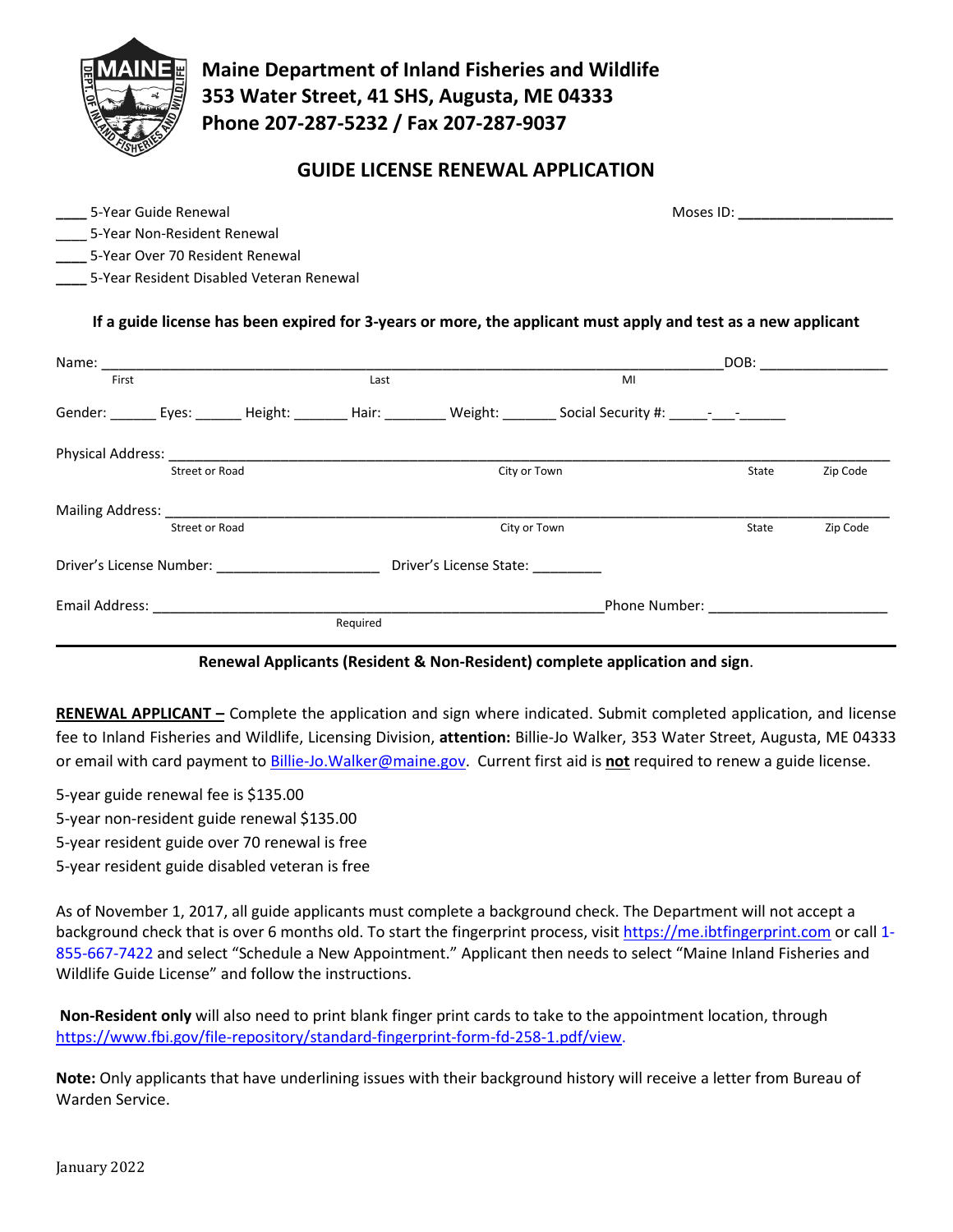**Maine Department of Inland Fisheries and Wildlife**
**353 Water Street, 41 SHS, Augusta, ME 04333**
**Phone 207-287-5232 / Fax 207-287-9037**

## GUIDE LICENSE RENEWAL APPLICATION

____ 5-Year Guide Renewal

____ 5-Year Non-Resident Renewal

____ 5-Year Over 70 Resident Renewal

____ 5-Year Resident Disabled Veteran Renewal

Moses ID: ___________________

**If a guide license has been expired for 3-years or more, the applicant must apply and test as a new applicant**

Name: ______________________________________________________________ DOB: ________________
First Last MI

Gender: ______ Eyes: ______ Height: _______ Hair: ________ Weight: _______ Social Security #: _____-___-______

Physical Address: ______________________________________________________________________________
Street or Road City or Town State Zip Code

Mailing Address: _______________________________________________________________________________
Street or Road City or Town State Zip Code

Driver's License Number: _____________________ Driver's License State: _________

Email Address: ________________________________________________ Phone Number: ______________________
Required

**Renewal Applicants (Resident & Non-Resident) complete application and sign**.

**RENEWAL APPLICANT –** Complete the application and sign where indicated. Submit completed application, and license fee to Inland Fisheries and Wildlife, Licensing Division, **attention:** Billie-Jo Walker, 353 Water Street, Augusta, ME 04333 or email with card payment to Billie-Jo.Walker@maine.gov. Current first aid is **not** required to renew a guide license.

5-year guide renewal fee is $135.00
5-year non-resident guide renewal $135.00
5-year resident guide over 70 renewal is free
5-year resident guide disabled veteran is free

As of November 1, 2017, all guide applicants must complete a background check. The Department will not accept a background check that is over 6 months old. To start the fingerprint process, visit https://me.ibtfingerprint.com or call 1-855-667-7422 and select "Schedule a New Appointment." Applicant then needs to select "Maine Inland Fisheries and Wildlife Guide License" and follow the instructions.

**Non-Resident only** will also need to print blank finger print cards to take to the appointment location, through https://www.fbi.gov/file-repository/standard-fingerprint-form-fd-258-1.pdf/view.

**Note:** Only applicants that have underlining issues with their background history will receive a letter from Bureau of Warden Service.

January 2022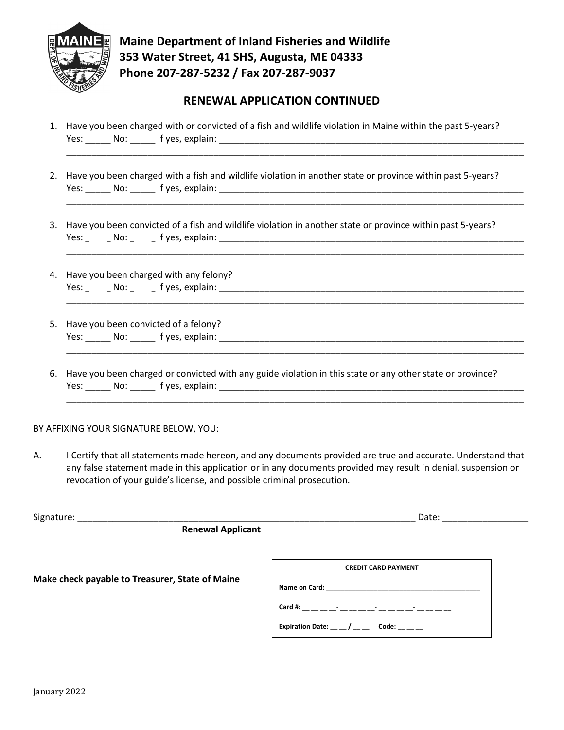**Maine Department of Inland Fisheries and Wildlife**
**353 Water Street, 41 SHS, Augusta, ME 04333**
**Phone 207-287-5232 / Fax 207-287-9037**

## RENEWAL APPLICATION CONTINUED

1. Have you been charged with or convicted of a fish and wildlife violation in Maine within the past 5-years?
   Yes: _____ No: _____ If yes, explain: ________________________________________________________________
   ______________________________________________________________________________________________

2. Have you been charged with a fish and wildlife violation in another state or province within past 5-years?
   Yes: _____ No: _____ If yes, explain: ________________________________________________________________
   ______________________________________________________________________________________________

3. Have you been convicted of a fish and wildlife violation in another state or province within past 5-years?
   Yes: _____ No: _____ If yes, explain: ________________________________________________________________
   ______________________________________________________________________________________________

4. Have you been charged with any felony?
   Yes: _____ No: _____ If yes, explain: ________________________________________________________________
   ______________________________________________________________________________________________

5. Have you been convicted of a felony?
   Yes: _____ No: _____ If yes, explain: ________________________________________________________________
   ______________________________________________________________________________________________

6. Have you been charged or convicted with any guide violation in this state or any other state or province?
   Yes: _____ No: _____ If yes, explain: ________________________________________________________________
   ______________________________________________________________________________________________

BY AFFIXING YOUR SIGNATURE BELOW, YOU:

A. I Certify that all statements made hereon, and any documents provided are true and accurate. Understand that any false statement made in this application or in any documents provided may result in denial, suspension or revocation of your guide's license, and possible criminal prosecution.

Signature: ________________________________________________________________ Date: _________________
**Renewal Applicant**

**Make check payable to Treasurer, State of Maine**

| **CREDIT CARD PAYMENT** |
| --- |
| **Name on Card:** ________________________________________ |
| **Card #:** __ __ __ __- __ __ __ __- __ __ __ __- __ __ __ __ |
| **Expiration Date:** __ __ / __ __ **Code:** __ __ __ |

January 2022